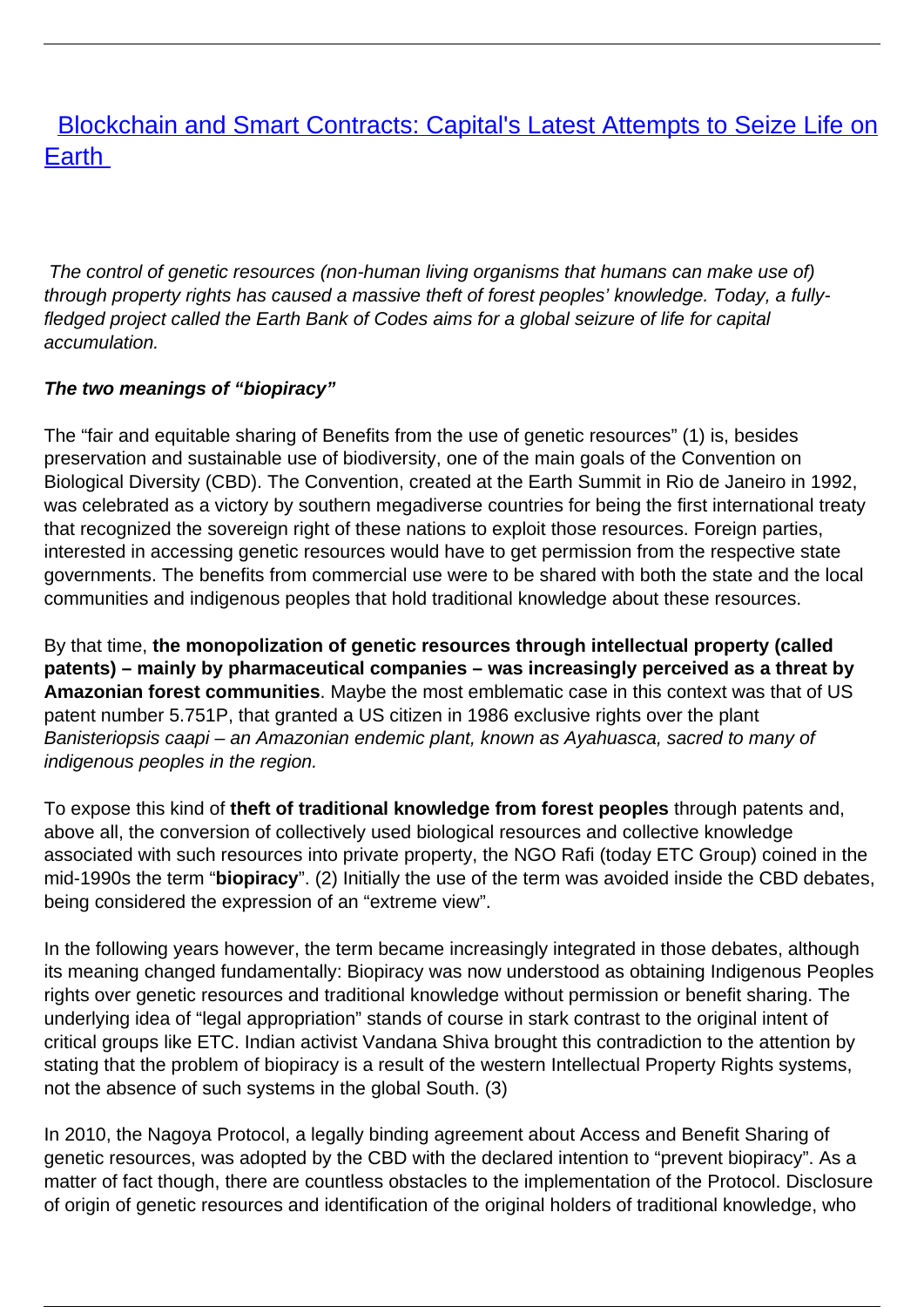# [Blockchain and Smart Contracts: Capital's Latest Attempts to Seize Life on Earth]

*The control of genetic resources (non-human living organisms that humans can make use of) through property rights has caused a massive theft of forest peoples' knowledge. Today, a fully-fledged project called the Earth Bank of Codes aims for a global seizure of life for capital accumulation.*

***The two meanings of "biopiracy"***

The "fair and equitable sharing of Benefits from the use of genetic resources" (1) is, besides preservation and sustainable use of biodiversity, one of the main goals of the Convention on Biological Diversity (CBD). The Convention, created at the Earth Summit in Rio de Janeiro in 1992, was celebrated as a victory by southern megadiverse countries for being the first international treaty that recognized the sovereign right of these nations to exploit those resources. Foreign parties, interested in accessing genetic resources would have to get permission from the respective state governments. The benefits from commercial use were to be shared with both the state and the local communities and indigenous peoples that hold traditional knowledge about these resources.

By that time, **the monopolization of genetic resources through intellectual property (called patents) – mainly by pharmaceutical companies – was increasingly perceived as a threat by Amazonian forest communities**. Maybe the most emblematic case in this context was that of US patent number 5.751P, that granted a US citizen in 1986 exclusive rights over the plant *Banisteriopsis caapi – an Amazonian endemic plant, known as Ayahuasca, sacred to many of indigenous peoples in the region.*

To expose this kind of **theft of traditional knowledge from forest peoples** through patents and, above all, the conversion of collectively used biological resources and collective knowledge associated with such resources into private property, the NGO Rafi (today ETC Group) coined in the mid-1990s the term "**biopiracy**". (2) Initially the use of the term was avoided inside the CBD debates, being considered the expression of an "extreme view".

In the following years however, the term became increasingly integrated in those debates, although its meaning changed fundamentally: Biopiracy was now understood as obtaining Indigenous Peoples rights over genetic resources and traditional knowledge without permission or benefit sharing. The underlying idea of "legal appropriation" stands of course in stark contrast to the original intent of critical groups like ETC. Indian activist Vandana Shiva brought this contradiction to the attention by stating that the problem of biopiracy is a result of the western Intellectual Property Rights systems, not the absence of such systems in the global South. (3)

In 2010, the Nagoya Protocol, a legally binding agreement about Access and Benefit Sharing of genetic resources, was adopted by the CBD with the declared intention to "prevent biopiracy". As a matter of fact though, there are countless obstacles to the implementation of the Protocol. Disclosure of origin of genetic resources and identification of the original holders of traditional knowledge, who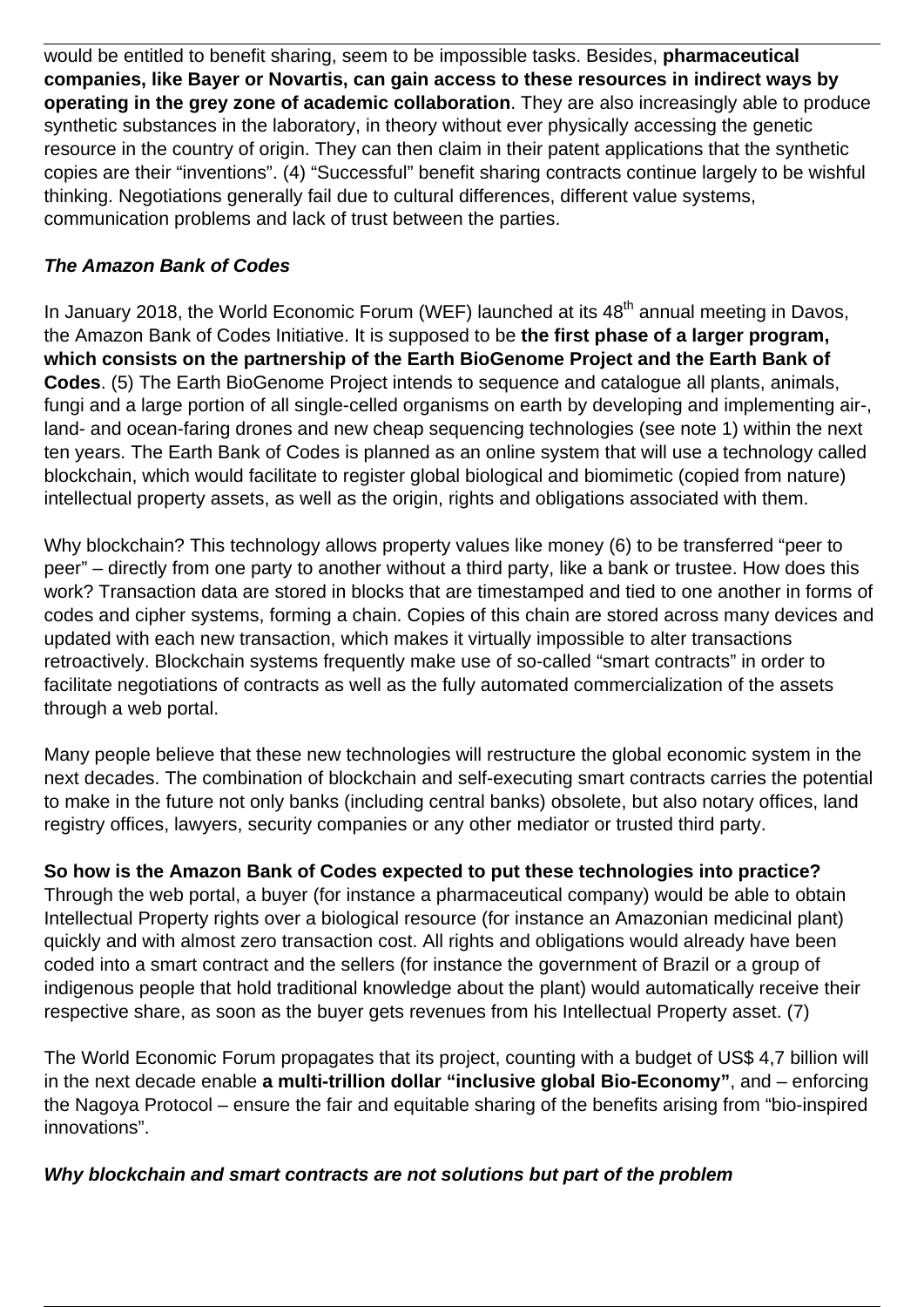would be entitled to benefit sharing, seem to be impossible tasks. Besides, **pharmaceutical companies, like Bayer or Novartis, can gain access to these resources in indirect ways by operating in the grey zone of academic collaboration**. They are also increasingly able to produce synthetic substances in the laboratory, in theory without ever physically accessing the genetic resource in the country of origin. They can then claim in their patent applications that the synthetic copies are their "inventions". (4) "Successful" benefit sharing contracts continue largely to be wishful thinking. Negotiations generally fail due to cultural differences, different value systems, communication problems and lack of trust between the parties.

***The Amazon Bank of Codes***

In January 2018, the World Economic Forum (WEF) launched at its 48th annual meeting in Davos, the Amazon Bank of Codes Initiative. It is supposed to be **the first phase of a larger program, which consists on the partnership of the Earth BioGenome Project and the Earth Bank of Codes**. (5) The Earth BioGenome Project intends to sequence and catalogue all plants, animals, fungi and a large portion of all single-celled organisms on earth by developing and implementing air-, land- and ocean-faring drones and new cheap sequencing technologies (see note 1) within the next ten years. The Earth Bank of Codes is planned as an online system that will use a technology called blockchain, which would facilitate to register global biological and biomimetic (copied from nature) intellectual property assets, as well as the origin, rights and obligations associated with them.

Why blockchain? This technology allows property values like money (6) to be transferred "peer to peer" – directly from one party to another without a third party, like a bank or trustee. How does this work? Transaction data are stored in blocks that are timestamped and tied to one another in forms of codes and cipher systems, forming a chain. Copies of this chain are stored across many devices and updated with each new transaction, which makes it virtually impossible to alter transactions retroactively. Blockchain systems frequently make use of so-called "smart contracts" in order to facilitate negotiations of contracts as well as the fully automated commercialization of the assets through a web portal.

Many people believe that these new technologies will restructure the global economic system in the next decades. The combination of blockchain and self-executing smart contracts carries the potential to make in the future not only banks (including central banks) obsolete, but also notary offices, land registry offices, lawyers, security companies or any other mediator or trusted third party.

**So how is the Amazon Bank of Codes expected to put these technologies into practice?** Through the web portal, a buyer (for instance a pharmaceutical company) would be able to obtain Intellectual Property rights over a biological resource (for instance an Amazonian medicinal plant) quickly and with almost zero transaction cost. All rights and obligations would already have been coded into a smart contract and the sellers (for instance the government of Brazil or a group of indigenous people that hold traditional knowledge about the plant) would automatically receive their respective share, as soon as the buyer gets revenues from his Intellectual Property asset. (7)

The World Economic Forum propagates that its project, counting with a budget of US$ 4,7 billion will in the next decade enable **a multi-trillion dollar "inclusive global Bio-Economy"**, and – enforcing the Nagoya Protocol – ensure the fair and equitable sharing of the benefits arising from "bio-inspired innovations".

***Why blockchain and smart contracts are not solutions but part of the problem***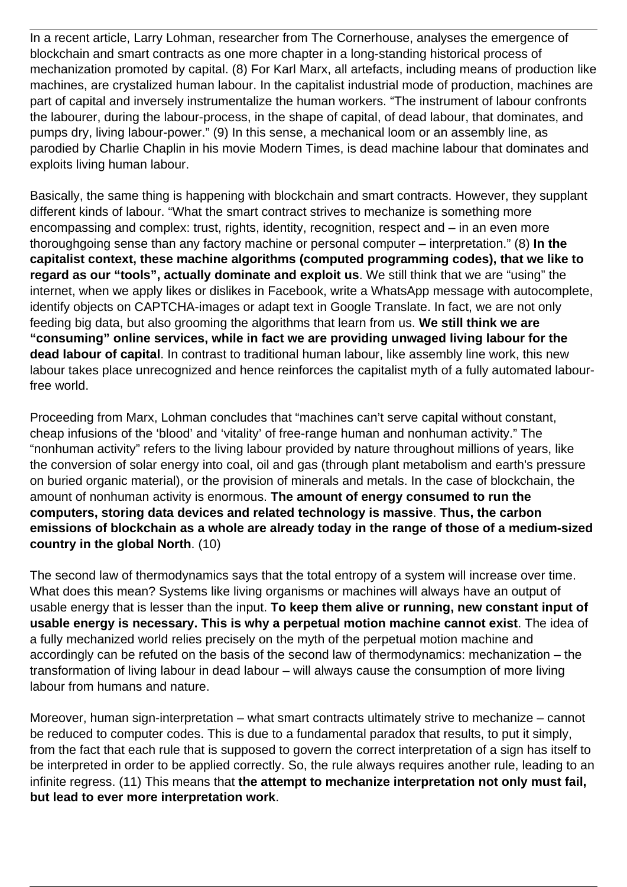In a recent article, Larry Lohman, researcher from The Cornerhouse, analyses the emergence of blockchain and smart contracts as one more chapter in a long-standing historical process of mechanization promoted by capital. (8) For Karl Marx, all artefacts, including means of production like machines, are crystalized human labour. In the capitalist industrial mode of production, machines are part of capital and inversely instrumentalize the human workers. “The instrument of labour confronts the labourer, during the labour-process, in the shape of capital, of dead labour, that dominates, and pumps dry, living labour-power.” (9) In this sense, a mechanical loom or an assembly line, as parodied by Charlie Chaplin in his movie Modern Times, is dead machine labour that dominates and exploits living human labour.

Basically, the same thing is happening with blockchain and smart contracts. However, they supplant different kinds of labour. “What the smart contract strives to mechanize is something more encompassing and complex: trust, rights, identity, recognition, respect and – in an even more thoroughgoing sense than any factory machine or personal computer – interpretation.” (8) **In the capitalist context, these machine algorithms (computed programming codes), that we like to regard as our “tools”, actually dominate and exploit us**. We still think that we are “using” the internet, when we apply likes or dislikes in Facebook, write a WhatsApp message with autocomplete, identify objects on CAPTCHA-images or adapt text in Google Translate. In fact, we are not only feeding big data, but also grooming the algorithms that learn from us. **We still think we are “consuming” online services, while in fact we are providing unwaged living labour for the dead labour of capital**. In contrast to traditional human labour, like assembly line work, this new labour takes place unrecognized and hence reinforces the capitalist myth of a fully automated labour-free world.

Proceeding from Marx, Lohman concludes that “machines can’t serve capital without constant, cheap infusions of the ‘blood’ and ‘vitality’ of free-range human and nonhuman activity.” The “nonhuman activity” refers to the living labour provided by nature throughout millions of years, like the conversion of solar energy into coal, oil and gas (through plant metabolism and earth's pressure on buried organic material), or the provision of minerals and metals. In the case of blockchain, the amount of nonhuman activity is enormous. **The amount of energy consumed to run the computers, storing data devices and related technology is massive**. **Thus, the carbon emissions of blockchain as a whole are already today in the range of those of a medium-sized country in the global North**. (10)

The second law of thermodynamics says that the total entropy of a system will increase over time. What does this mean? Systems like living organisms or machines will always have an output of usable energy that is lesser than the input. **To keep them alive or running, new constant input of usable energy is necessary. This is why a perpetual motion machine cannot exist**. The idea of a fully mechanized world relies precisely on the myth of the perpetual motion machine and accordingly can be refuted on the basis of the second law of thermodynamics: mechanization – the transformation of living labour in dead labour – will always cause the consumption of more living labour from humans and nature.

Moreover, human sign-interpretation – what smart contracts ultimately strive to mechanize – cannot be reduced to computer codes. This is due to a fundamental paradox that results, to put it simply, from the fact that each rule that is supposed to govern the correct interpretation of a sign has itself to be interpreted in order to be applied correctly. So, the rule always requires another rule, leading to an infinite regress. (11) This means that **the attempt to mechanize interpretation not only must fail, but lead to ever more interpretation work**.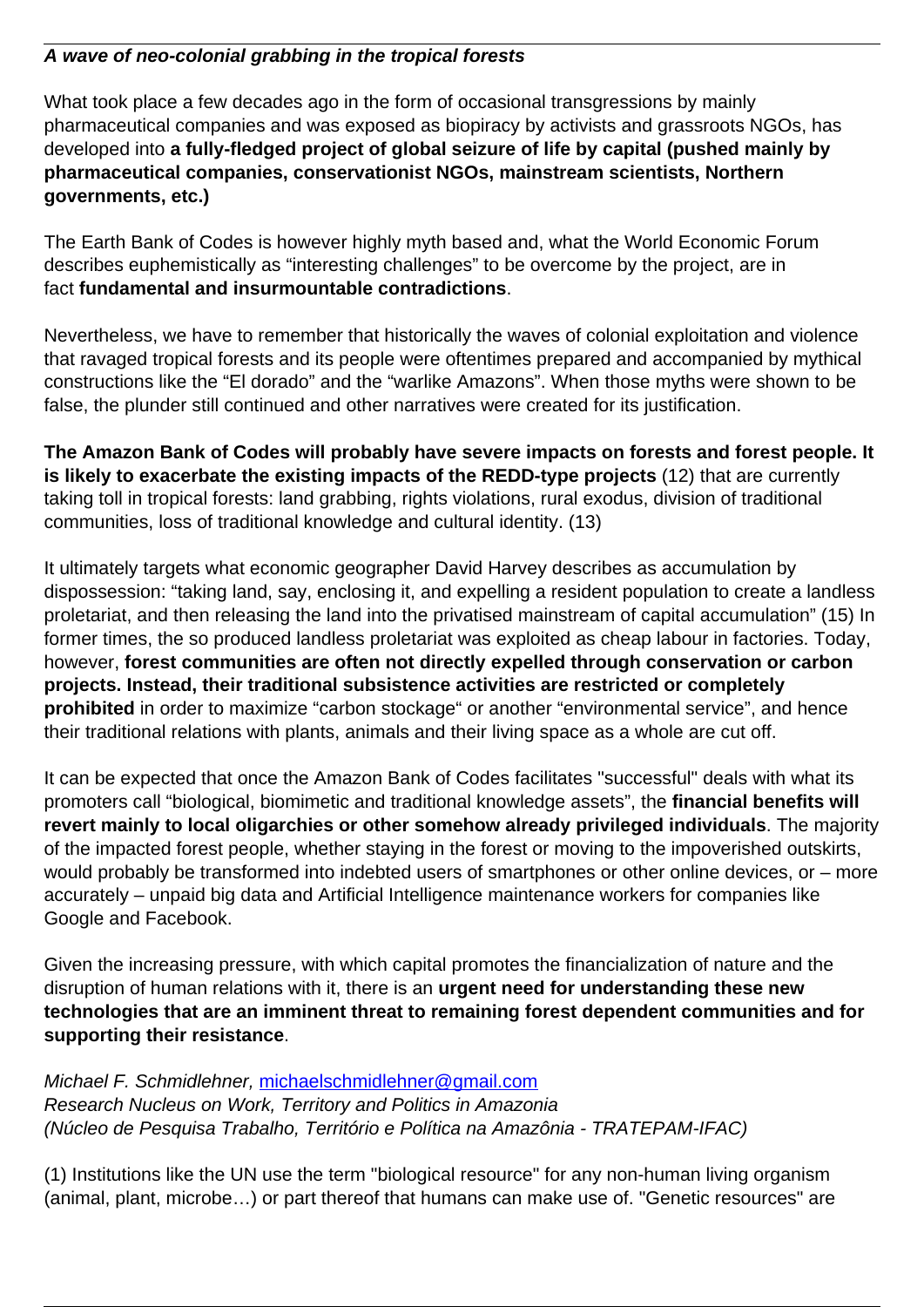***A wave of neo-colonial grabbing in the tropical forests***

What took place a few decades ago in the form of occasional transgressions by mainly pharmaceutical companies and was exposed as biopiracy by activists and grassroots NGOs, has developed into **a fully-fledged project of global seizure of life by capital (pushed mainly by pharmaceutical companies, conservationist NGOs, mainstream scientists, Northern governments, etc.)**

The Earth Bank of Codes is however highly myth based and, what the World Economic Forum describes euphemistically as "interesting challenges" to be overcome by the project, are in fact **fundamental and insurmountable contradictions**.

Nevertheless, we have to remember that historically the waves of colonial exploitation and violence that ravaged tropical forests and its people were oftentimes prepared and accompanied by mythical constructions like the "El dorado" and the "warlike Amazons". When those myths were shown to be false, the plunder still continued and other narratives were created for its justification.

**The Amazon Bank of Codes will probably have severe impacts on forests and forest people. It is likely to exacerbate the existing impacts of the REDD-type projects** (12) that are currently taking toll in tropical forests: land grabbing, rights violations, rural exodus, division of traditional communities, loss of traditional knowledge and cultural identity. (13)

It ultimately targets what economic geographer David Harvey describes as accumulation by dispossession: "taking land, say, enclosing it, and expelling a resident population to create a landless proletariat, and then releasing the land into the privatised mainstream of capital accumulation" (15) In former times, the so produced landless proletariat was exploited as cheap labour in factories. Today, however, **forest communities are often not directly expelled through conservation or carbon projects. Instead, their traditional subsistence activities are restricted or completely prohibited** in order to maximize "carbon stockage" or another "environmental service", and hence their traditional relations with plants, animals and their living space as a whole are cut off.

It can be expected that once the Amazon Bank of Codes facilitates "successful" deals with what its promoters call "biological, biomimetic and traditional knowledge assets", the **financial benefits will revert mainly to local oligarchies or other somehow already privileged individuals**. The majority of the impacted forest people, whether staying in the forest or moving to the impoverished outskirts, would probably be transformed into indebted users of smartphones or other online devices, or – more accurately – unpaid big data and Artificial Intelligence maintenance workers for companies like Google and Facebook.

Given the increasing pressure, with which capital promotes the financialization of nature and the disruption of human relations with it, there is an **urgent need for understanding these new technologies that are an imminent threat to remaining forest dependent communities and for supporting their resistance**.

*Michael F. Schmidlehner, michaelschmidlehner@gmail.com*
*Research Nucleus on Work, Territory and Politics in Amazonia*
*(Núcleo de Pesquisa Trabalho, Território e Política na Amazônia - TRATEPAM-IFAC)*

(1) Institutions like the UN use the term "biological resource" for any non-human living organism (animal, plant, microbe…) or part thereof that humans can make use of. "Genetic resources" are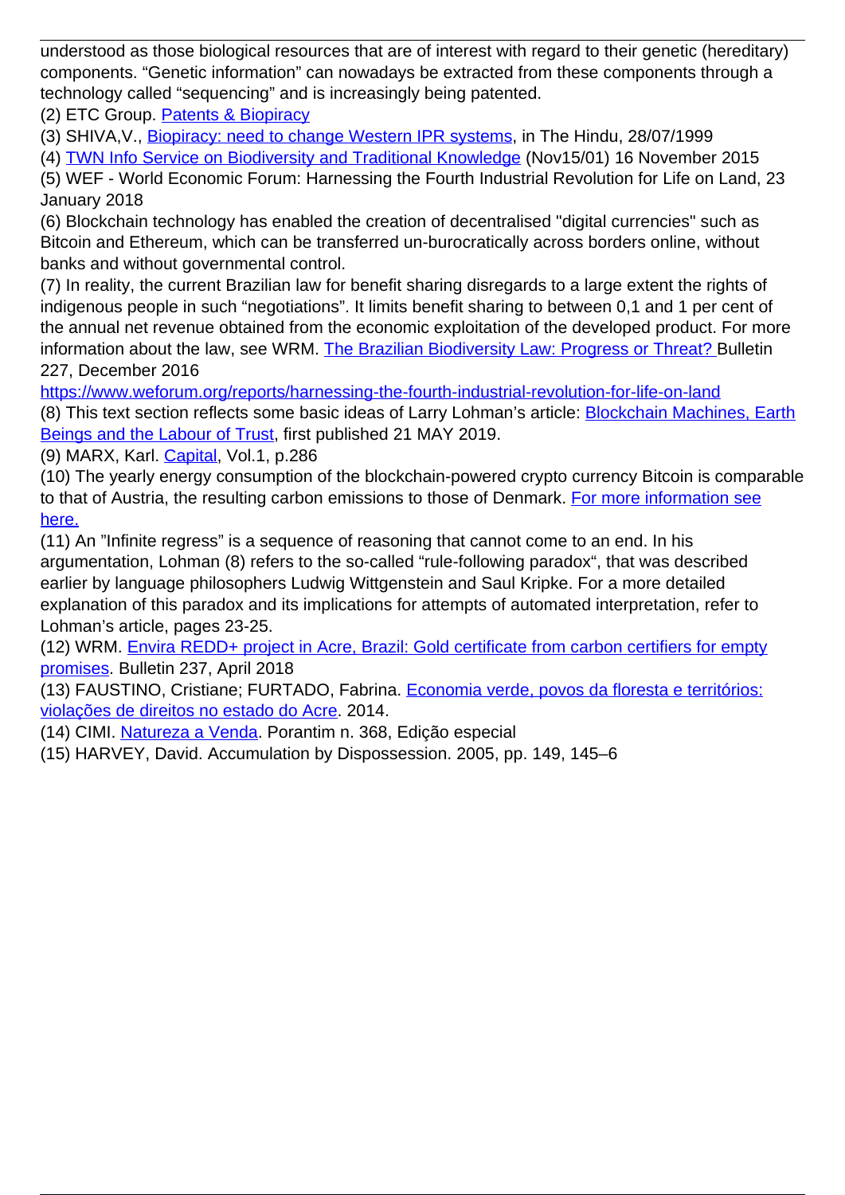understood as those biological resources that are of interest with regard to their genetic (hereditary) components. “Genetic information” can nowadays be extracted from these components through a technology called “sequencing” and is increasingly being patented.

(2) ETC Group. Patents & Biopiracy

(3) SHIVA,V., Biopiracy: need to change Western IPR systems, in The Hindu, 28/07/1999

(4) TWN Info Service on Biodiversity and Traditional Knowledge (Nov15/01) 16 November 2015

(5) WEF - World Economic Forum: Harnessing the Fourth Industrial Revolution for Life on Land, 23 January 2018

(6) Blockchain technology has enabled the creation of decentralised "digital currencies" such as Bitcoin and Ethereum, which can be transferred un-burocratically across borders online, without banks and without governmental control.

(7) In reality, the current Brazilian law for benefit sharing disregards to a large extent the rights of indigenous people in such “negotiations”. It limits benefit sharing to between 0,1 and 1 per cent of the annual net revenue obtained from the economic exploitation of the developed product. For more information about the law, see WRM. The Brazilian Biodiversity Law: Progress or Threat? Bulletin 227, December 2016

https://www.weforum.org/reports/harnessing-the-fourth-industrial-revolution-for-life-on-land

(8) This text section reflects some basic ideas of Larry Lohman’s article: Blockchain Machines, Earth Beings and the Labour of Trust, first published 21 MAY 2019.

(9) MARX, Karl. Capital, Vol.1, p.286

(10) The yearly energy consumption of the blockchain-powered crypto currency Bitcoin is comparable to that of Austria, the resulting carbon emissions to those of Denmark. For more information see here.

(11) An "Infinite regress" is a sequence of reasoning that cannot come to an end. In his argumentation, Lohman (8) refers to the so-called “rule-following paradox“, that was described earlier by language philosophers Ludwig Wittgenstein and Saul Kripke. For a more detailed explanation of this paradox and its implications for attempts of automated interpretation, refer to Lohman’s article, pages 23-25.

(12) WRM. Envira REDD+ project in Acre, Brazil: Gold certificate from carbon certifiers for empty promises. Bulletin 237, April 2018

(13) FAUSTINO, Cristiane; FURTADO, Fabrina. Economia verde, povos da floresta e territórios: violações de direitos no estado do Acre. 2014.

(14) CIMI. Natureza a Venda. Porantim n. 368, Edição especial

(15) HARVEY, David. Accumulation by Dispossession. 2005, pp. 149, 145–6